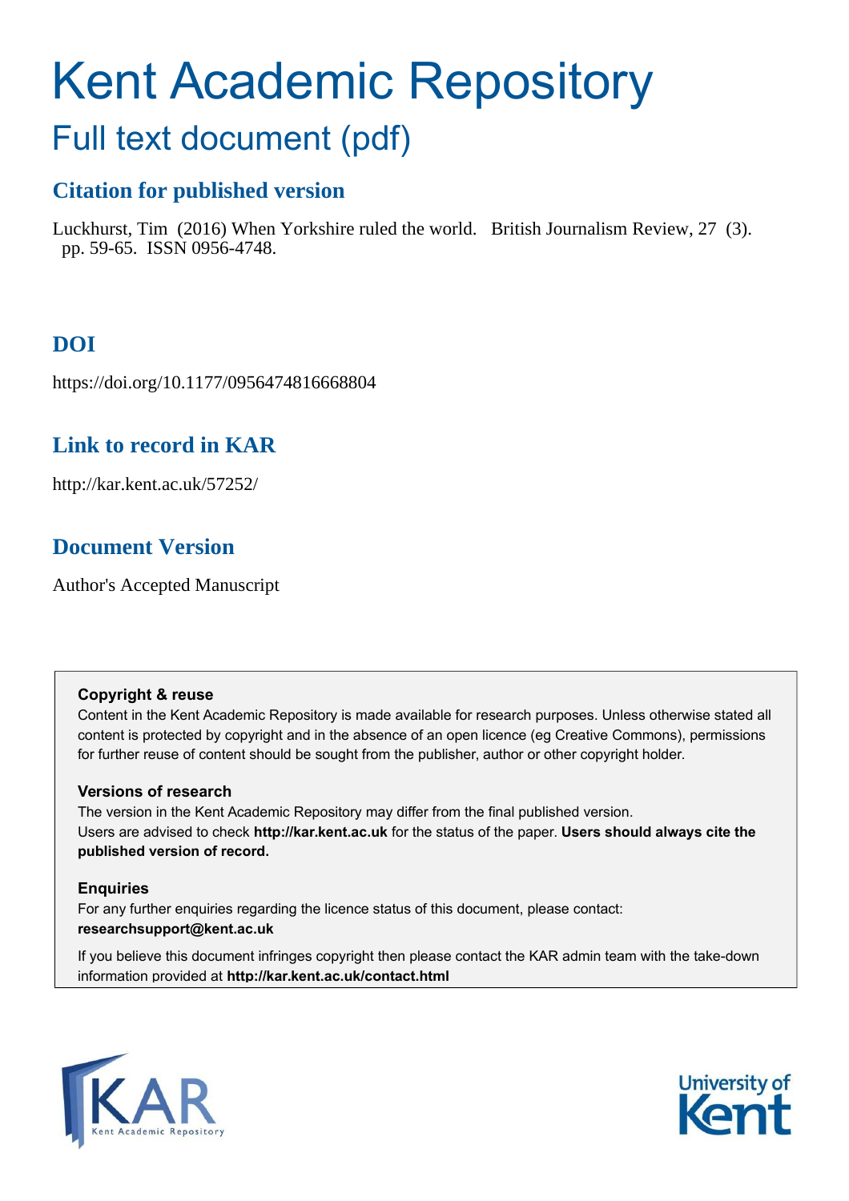# Kent Academic Repository

## Full text document (pdf)

### Citation for published version

Luckhurst, Tim (2016) When Yorkshire ruled the world. British Journalism Review, 27 (3). pp. 59-65. ISSN 0956-4748.

### DOI

https://doi.org/10.1177/0956474816668804

### Link to record in KAR

http://kar.kent.ac.uk/57252/

### Document Version

Author's Accepted Manuscript

**Copyright & reuse**

Content in the Kent Academic Repository is made available for research purposes. Unless otherwise stated all content is protected by copyright and in the absence of an open licence (eg Creative Commons), permissions for further reuse of content should be sought from the publisher, author or other copyright holder.

**Versions of research**

The version in the Kent Academic Repository may differ from the final published version. Users are advised to check **http://kar.kent.ac.uk** for the status of the paper. **Users should always cite the published version of record.**

**Enquiries**

For any further enquiries regarding the licence status of this document, please contact: **researchsupport@kent.ac.uk**

If you believe this document infringes copyright then please contact the KAR admin team with the take-down information provided at **http://kar.kent.ac.uk/contact.html**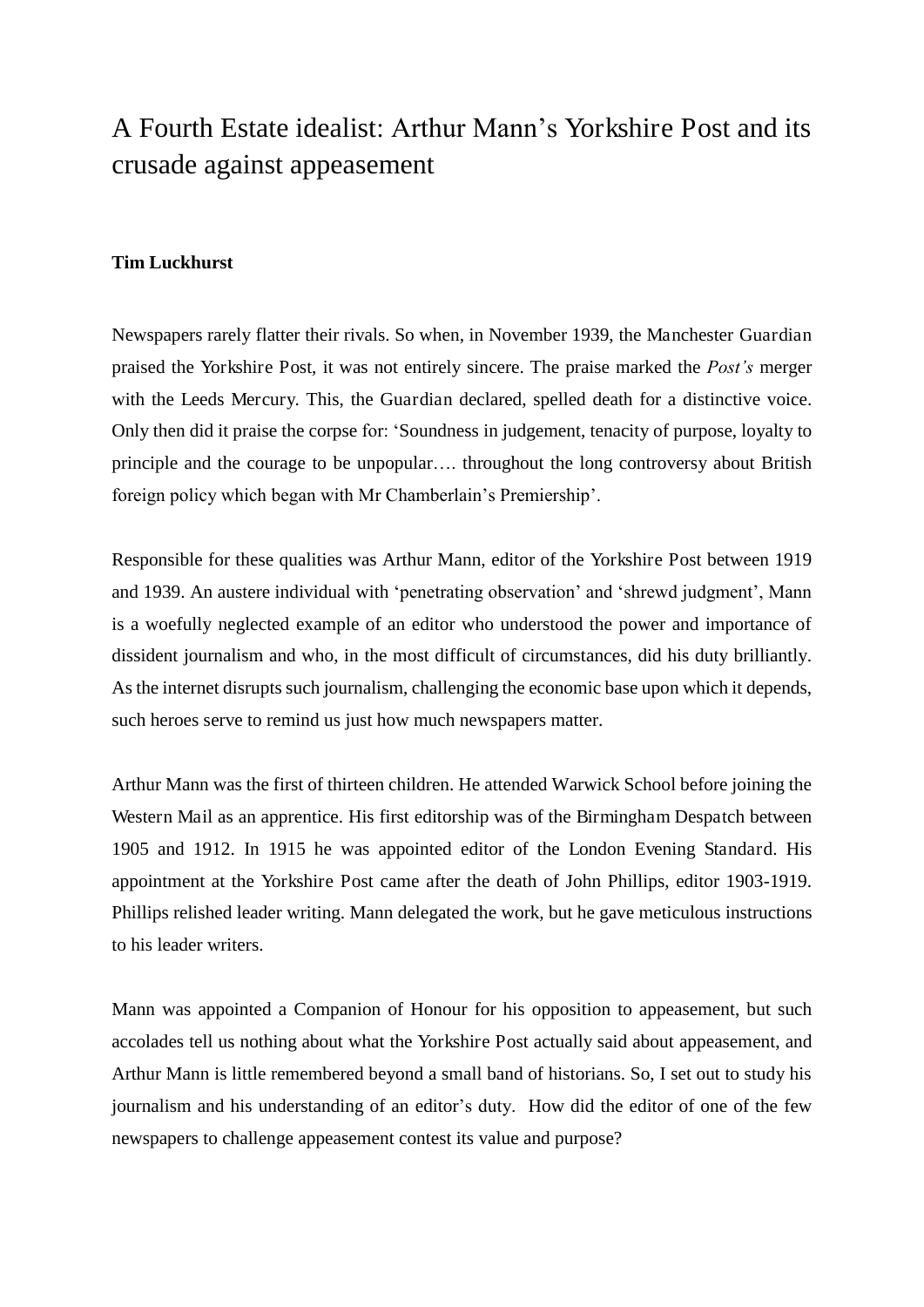# A Fourth Estate idealist: Arthur Mann's Yorkshire Post and its crusade against appeasement

**Tim Luckhurst**

Newspapers rarely flatter their rivals. So when, in November 1939, the Manchester Guardian praised the Yorkshire Post, it was not entirely sincere. The praise marked the *Post's* merger with the Leeds Mercury. This, the Guardian declared, spelled death for a distinctive voice. Only then did it praise the corpse for: 'Soundness in judgement, tenacity of purpose, loyalty to principle and the courage to be unpopular…. throughout the long controversy about British foreign policy which began with Mr Chamberlain's Premiership'.

Responsible for these qualities was Arthur Mann, editor of the Yorkshire Post between 1919 and 1939. An austere individual with 'penetrating observation' and 'shrewd judgment', Mann is a woefully neglected example of an editor who understood the power and importance of dissident journalism and who, in the most difficult of circumstances, did his duty brilliantly. As the internet disrupts such journalism, challenging the economic base upon which it depends, such heroes serve to remind us just how much newspapers matter.

Arthur Mann was the first of thirteen children. He attended Warwick School before joining the Western Mail as an apprentice. His first editorship was of the Birmingham Despatch between 1905 and 1912. In 1915 he was appointed editor of the London Evening Standard. His appointment at the Yorkshire Post came after the death of John Phillips, editor 1903-1919. Phillips relished leader writing. Mann delegated the work, but he gave meticulous instructions to his leader writers.

Mann was appointed a Companion of Honour for his opposition to appeasement, but such accolades tell us nothing about what the Yorkshire Post actually said about appeasement, and Arthur Mann is little remembered beyond a small band of historians. So, I set out to study his journalism and his understanding of an editor's duty. How did the editor of one of the few newspapers to challenge appeasement contest its value and purpose?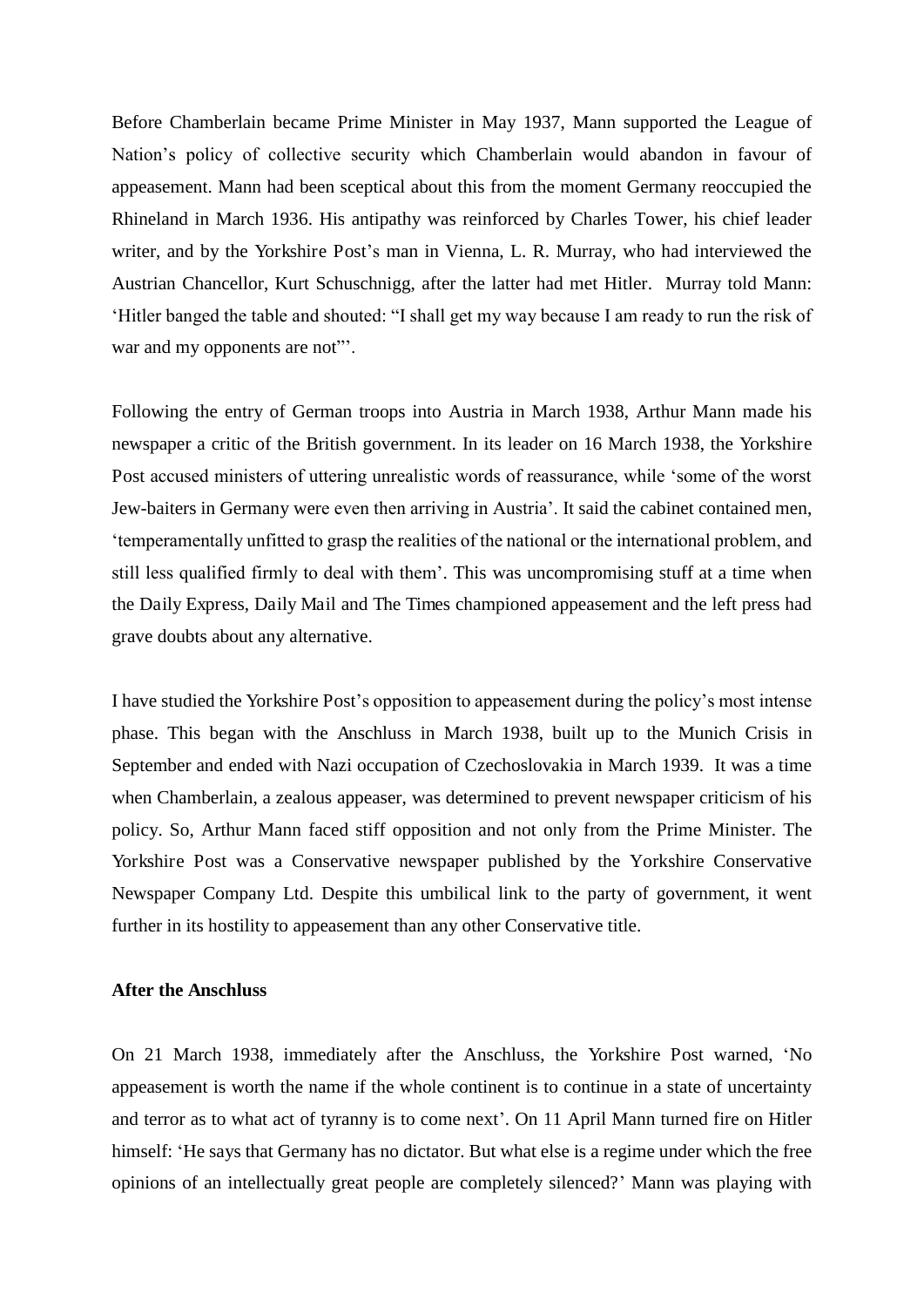Before Chamberlain became Prime Minister in May 1937, Mann supported the League of Nation's policy of collective security which Chamberlain would abandon in favour of appeasement. Mann had been sceptical about this from the moment Germany reoccupied the Rhineland in March 1936. His antipathy was reinforced by Charles Tower, his chief leader writer, and by the Yorkshire Post's man in Vienna, L. R. Murray, who had interviewed the Austrian Chancellor, Kurt Schuschnigg, after the latter had met Hitler. Murray told Mann: 'Hitler banged the table and shouted: "I shall get my way because I am ready to run the risk of war and my opponents are not"'.

Following the entry of German troops into Austria in March 1938, Arthur Mann made his newspaper a critic of the British government. In its leader on 16 March 1938, the Yorkshire Post accused ministers of uttering unrealistic words of reassurance, while 'some of the worst Jew-baiters in Germany were even then arriving in Austria'. It said the cabinet contained men, 'temperamentally unfitted to grasp the realities of the national or the international problem, and still less qualified firmly to deal with them'. This was uncompromising stuff at a time when the Daily Express, Daily Mail and The Times championed appeasement and the left press had grave doubts about any alternative.

I have studied the Yorkshire Post's opposition to appeasement during the policy's most intense phase. This began with the Anschluss in March 1938, built up to the Munich Crisis in September and ended with Nazi occupation of Czechoslovakia in March 1939. It was a time when Chamberlain, a zealous appeaser, was determined to prevent newspaper criticism of his policy. So, Arthur Mann faced stiff opposition and not only from the Prime Minister. The Yorkshire Post was a Conservative newspaper published by the Yorkshire Conservative Newspaper Company Ltd. Despite this umbilical link to the party of government, it went further in its hostility to appeasement than any other Conservative title.

**After the Anschluss**

On 21 March 1938, immediately after the Anschluss, the Yorkshire Post warned, 'No appeasement is worth the name if the whole continent is to continue in a state of uncertainty and terror as to what act of tyranny is to come next'. On 11 April Mann turned fire on Hitler himself: 'He says that Germany has no dictator. But what else is a regime under which the free opinions of an intellectually great people are completely silenced?' Mann was playing with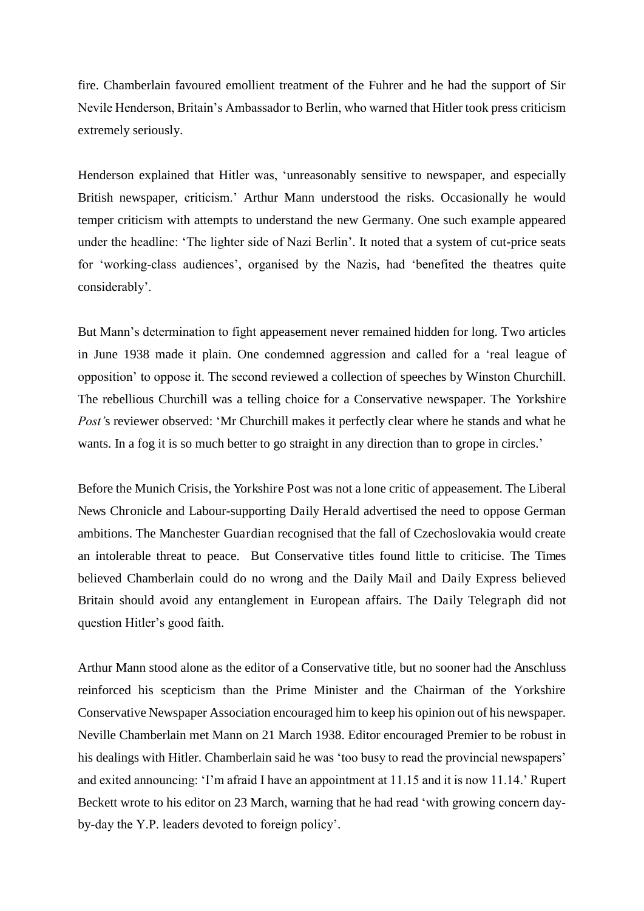fire. Chamberlain favoured emollient treatment of the Fuhrer and he had the support of Sir Nevile Henderson, Britain's Ambassador to Berlin, who warned that Hitler took press criticism extremely seriously.

Henderson explained that Hitler was, 'unreasonably sensitive to newspaper, and especially British newspaper, criticism.' Arthur Mann understood the risks. Occasionally he would temper criticism with attempts to understand the new Germany. One such example appeared under the headline: 'The lighter side of Nazi Berlin'. It noted that a system of cut-price seats for 'working-class audiences', organised by the Nazis, had 'benefited the theatres quite considerably'.

But Mann's determination to fight appeasement never remained hidden for long. Two articles in June 1938 made it plain. One condemned aggression and called for a 'real league of opposition' to oppose it. The second reviewed a collection of speeches by Winston Churchill. The rebellious Churchill was a telling choice for a Conservative newspaper. The Yorkshire *Post'*s reviewer observed: 'Mr Churchill makes it perfectly clear where he stands and what he wants. In a fog it is so much better to go straight in any direction than to grope in circles.'

Before the Munich Crisis, the Yorkshire Post was not a lone critic of appeasement. The Liberal News Chronicle and Labour-supporting Daily Herald advertised the need to oppose German ambitions. The Manchester Guardian recognised that the fall of Czechoslovakia would create an intolerable threat to peace. But Conservative titles found little to criticise. The Times believed Chamberlain could do no wrong and the Daily Mail and Daily Express believed Britain should avoid any entanglement in European affairs. The Daily Telegraph did not question Hitler's good faith.

Arthur Mann stood alone as the editor of a Conservative title, but no sooner had the Anschluss reinforced his scepticism than the Prime Minister and the Chairman of the Yorkshire Conservative Newspaper Association encouraged him to keep his opinion out of his newspaper. Neville Chamberlain met Mann on 21 March 1938. Editor encouraged Premier to be robust in his dealings with Hitler. Chamberlain said he was 'too busy to read the provincial newspapers' and exited announcing: 'I'm afraid I have an appointment at 11.15 and it is now 11.14.' Rupert Beckett wrote to his editor on 23 March, warning that he had read 'with growing concern day-by-day the Y.P. leaders devoted to foreign policy'.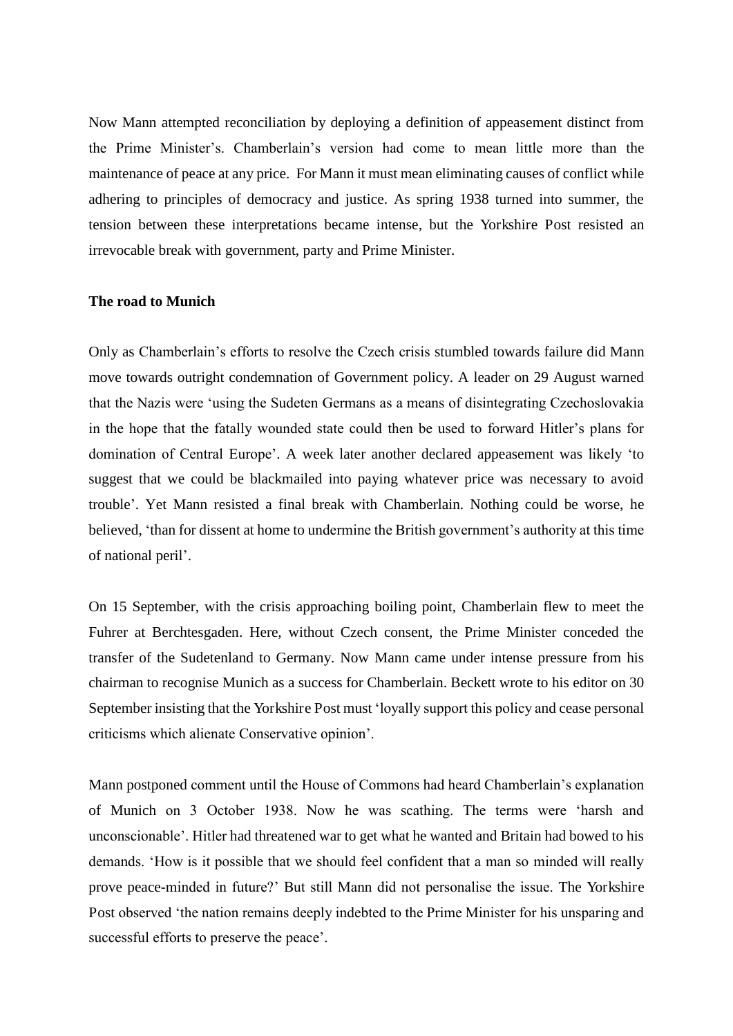Now Mann attempted reconciliation by deploying a definition of appeasement distinct from the Prime Minister's. Chamberlain's version had come to mean little more than the maintenance of peace at any price. For Mann it must mean eliminating causes of conflict while adhering to principles of democracy and justice. As spring 1938 turned into summer, the tension between these interpretations became intense, but the Yorkshire Post resisted an irrevocable break with government, party and Prime Minister.

**The road to Munich**

Only as Chamberlain's efforts to resolve the Czech crisis stumbled towards failure did Mann move towards outright condemnation of Government policy. A leader on 29 August warned that the Nazis were 'using the Sudeten Germans as a means of disintegrating Czechoslovakia in the hope that the fatally wounded state could then be used to forward Hitler's plans for domination of Central Europe'. A week later another declared appeasement was likely 'to suggest that we could be blackmailed into paying whatever price was necessary to avoid trouble'. Yet Mann resisted a final break with Chamberlain. Nothing could be worse, he believed, 'than for dissent at home to undermine the British government's authority at this time of national peril'.

On 15 September, with the crisis approaching boiling point, Chamberlain flew to meet the Fuhrer at Berchtesgaden. Here, without Czech consent, the Prime Minister conceded the transfer of the Sudetenland to Germany. Now Mann came under intense pressure from his chairman to recognise Munich as a success for Chamberlain. Beckett wrote to his editor on 30 September insisting that the Yorkshire Post must 'loyally support this policy and cease personal criticisms which alienate Conservative opinion'.

Mann postponed comment until the House of Commons had heard Chamberlain's explanation of Munich on 3 October 1938. Now he was scathing. The terms were 'harsh and unconscionable'. Hitler had threatened war to get what he wanted and Britain had bowed to his demands. 'How is it possible that we should feel confident that a man so minded will really prove peace-minded in future?' But still Mann did not personalise the issue. The Yorkshire Post observed 'the nation remains deeply indebted to the Prime Minister for his unsparing and successful efforts to preserve the peace'.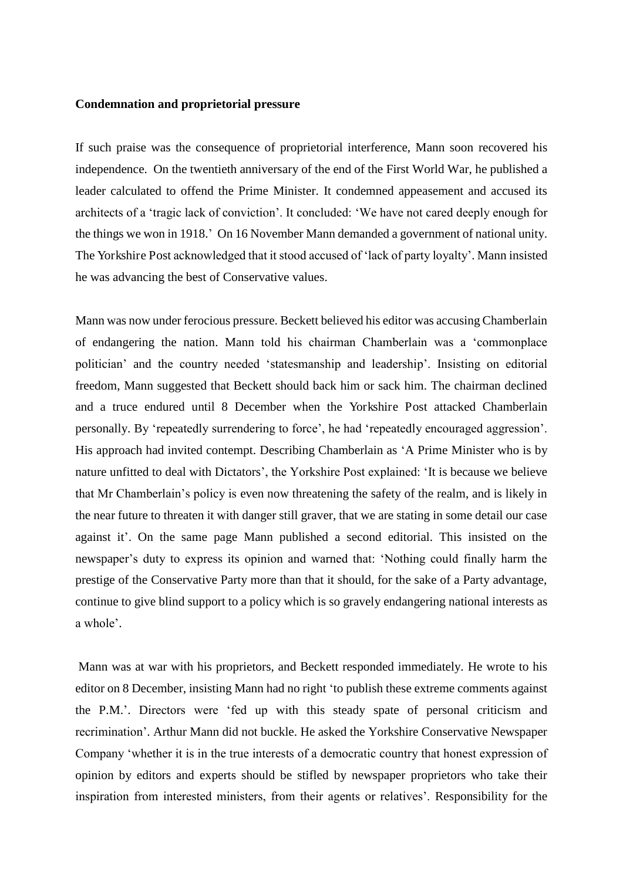**Condemnation and proprietorial pressure**

If such praise was the consequence of proprietorial interference, Mann soon recovered his independence. On the twentieth anniversary of the end of the First World War, he published a leader calculated to offend the Prime Minister. It condemned appeasement and accused its architects of a 'tragic lack of conviction'. It concluded: 'We have not cared deeply enough for the things we won in 1918.' On 16 November Mann demanded a government of national unity. The Yorkshire Post acknowledged that it stood accused of 'lack of party loyalty'. Mann insisted he was advancing the best of Conservative values.

Mann was now under ferocious pressure. Beckett believed his editor was accusing Chamberlain of endangering the nation. Mann told his chairman Chamberlain was a 'commonplace politician' and the country needed 'statesmanship and leadership'. Insisting on editorial freedom, Mann suggested that Beckett should back him or sack him. The chairman declined and a truce endured until 8 December when the Yorkshire Post attacked Chamberlain personally. By 'repeatedly surrendering to force', he had 'repeatedly encouraged aggression'. His approach had invited contempt. Describing Chamberlain as 'A Prime Minister who is by nature unfitted to deal with Dictators', the Yorkshire Post explained: 'It is because we believe that Mr Chamberlain's policy is even now threatening the safety of the realm, and is likely in the near future to threaten it with danger still graver, that we are stating in some detail our case against it'. On the same page Mann published a second editorial. This insisted on the newspaper's duty to express its opinion and warned that: 'Nothing could finally harm the prestige of the Conservative Party more than that it should, for the sake of a Party advantage, continue to give blind support to a policy which is so gravely endangering national interests as a whole'.

Mann was at war with his proprietors, and Beckett responded immediately. He wrote to his editor on 8 December, insisting Mann had no right 'to publish these extreme comments against the P.M.'. Directors were 'fed up with this steady spate of personal criticism and recrimination'. Arthur Mann did not buckle. He asked the Yorkshire Conservative Newspaper Company 'whether it is in the true interests of a democratic country that honest expression of opinion by editors and experts should be stifled by newspaper proprietors who take their inspiration from interested ministers, from their agents or relatives'. Responsibility for the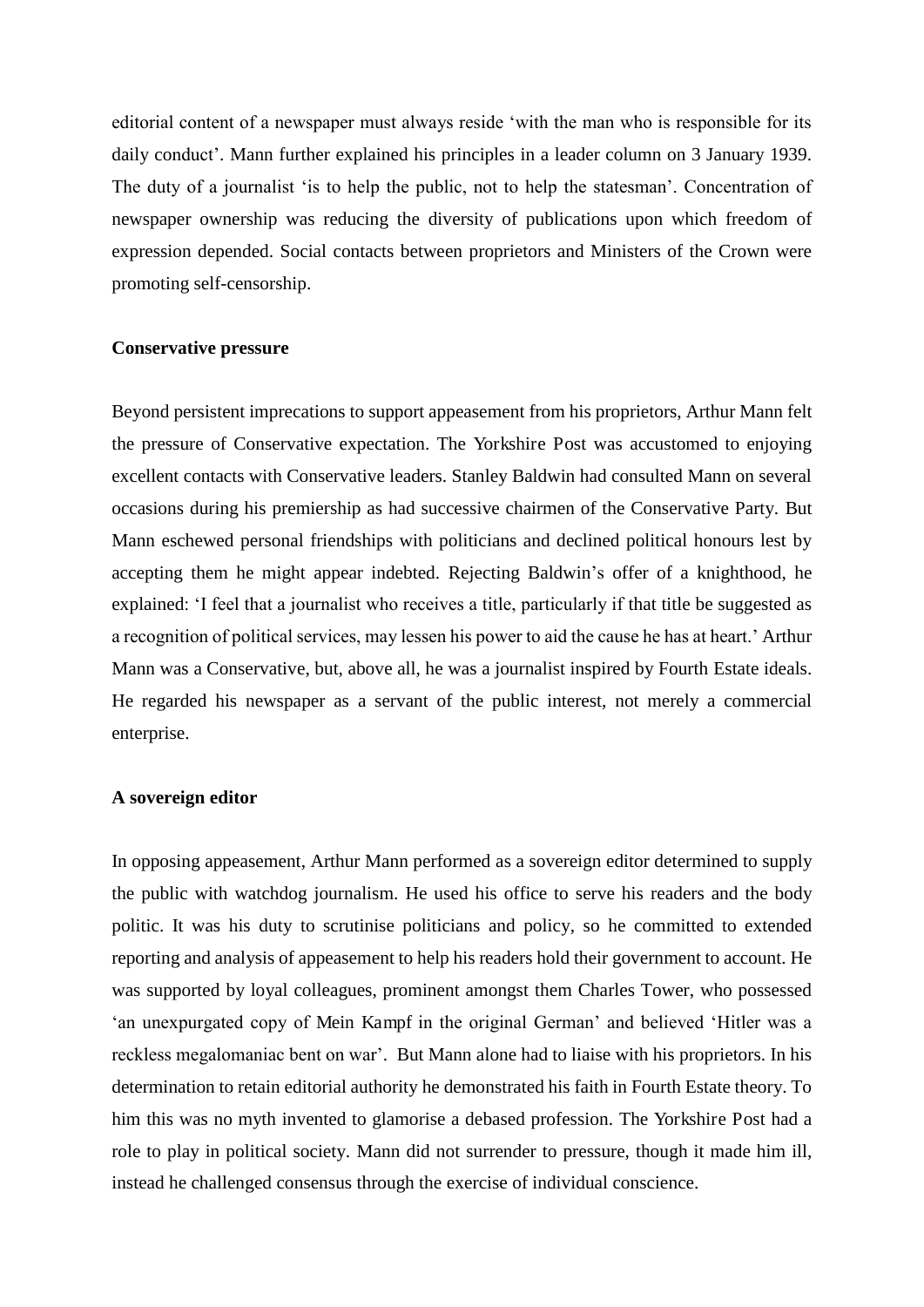editorial content of a newspaper must always reside 'with the man who is responsible for its daily conduct'. Mann further explained his principles in a leader column on 3 January 1939. The duty of a journalist 'is to help the public, not to help the statesman'. Concentration of newspaper ownership was reducing the diversity of publications upon which freedom of expression depended. Social contacts between proprietors and Ministers of the Crown were promoting self-censorship.

**Conservative pressure**

Beyond persistent imprecations to support appeasement from his proprietors, Arthur Mann felt the pressure of Conservative expectation. The Yorkshire Post was accustomed to enjoying excellent contacts with Conservative leaders. Stanley Baldwin had consulted Mann on several occasions during his premiership as had successive chairmen of the Conservative Party. But Mann eschewed personal friendships with politicians and declined political honours lest by accepting them he might appear indebted. Rejecting Baldwin's offer of a knighthood, he explained: 'I feel that a journalist who receives a title, particularly if that title be suggested as a recognition of political services, may lessen his power to aid the cause he has at heart.' Arthur Mann was a Conservative, but, above all, he was a journalist inspired by Fourth Estate ideals. He regarded his newspaper as a servant of the public interest, not merely a commercial enterprise.

**A sovereign editor**

In opposing appeasement, Arthur Mann performed as a sovereign editor determined to supply the public with watchdog journalism. He used his office to serve his readers and the body politic. It was his duty to scrutinise politicians and policy, so he committed to extended reporting and analysis of appeasement to help his readers hold their government to account. He was supported by loyal colleagues, prominent amongst them Charles Tower, who possessed 'an unexpurgated copy of Mein Kampf in the original German' and believed 'Hitler was a reckless megalomaniac bent on war'. But Mann alone had to liaise with his proprietors. In his determination to retain editorial authority he demonstrated his faith in Fourth Estate theory. To him this was no myth invented to glamorise a debased profession. The Yorkshire Post had a role to play in political society. Mann did not surrender to pressure, though it made him ill, instead he challenged consensus through the exercise of individual conscience.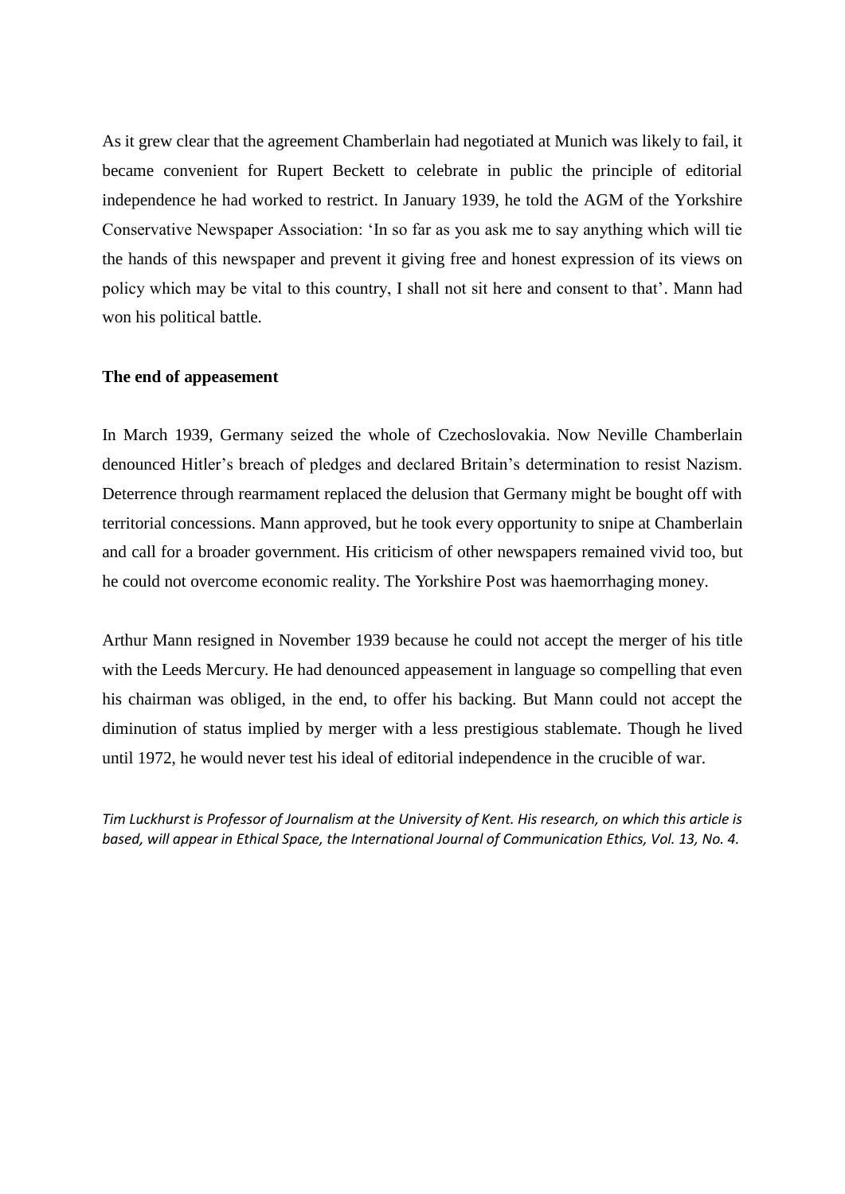As it grew clear that the agreement Chamberlain had negotiated at Munich was likely to fail, it became convenient for Rupert Beckett to celebrate in public the principle of editorial independence he had worked to restrict. In January 1939, he told the AGM of the Yorkshire Conservative Newspaper Association: 'In so far as you ask me to say anything which will tie the hands of this newspaper and prevent it giving free and honest expression of its views on policy which may be vital to this country, I shall not sit here and consent to that'. Mann had won his political battle.

**The end of appeasement**

In March 1939, Germany seized the whole of Czechoslovakia. Now Neville Chamberlain denounced Hitler's breach of pledges and declared Britain's determination to resist Nazism. Deterrence through rearmament replaced the delusion that Germany might be bought off with territorial concessions. Mann approved, but he took every opportunity to snipe at Chamberlain and call for a broader government. His criticism of other newspapers remained vivid too, but he could not overcome economic reality. The Yorkshire Post was haemorrhaging money.

Arthur Mann resigned in November 1939 because he could not accept the merger of his title with the Leeds Mercury. He had denounced appeasement in language so compelling that even his chairman was obliged, in the end, to offer his backing. But Mann could not accept the diminution of status implied by merger with a less prestigious stablemate. Though he lived until 1972, he would never test his ideal of editorial independence in the crucible of war.

*Tim Luckhurst is Professor of Journalism at the University of Kent. His research, on which this article is based, will appear in Ethical Space, the International Journal of Communication Ethics, Vol. 13, No. 4.*